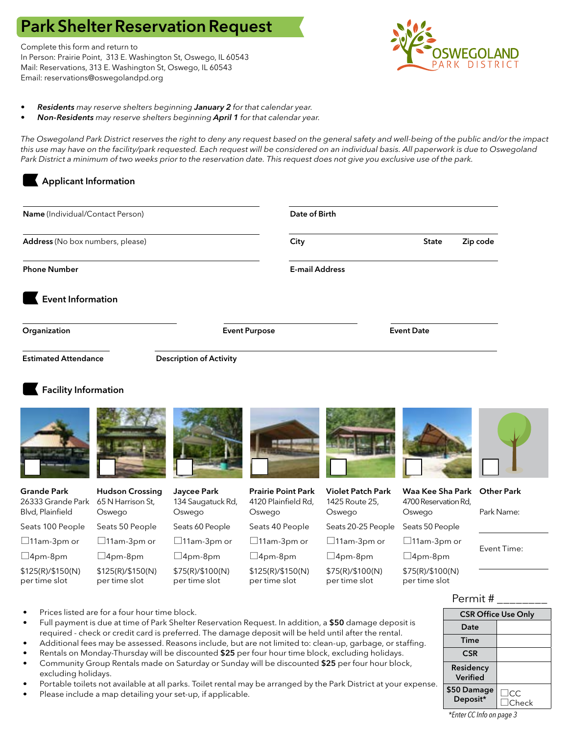# Park Shelter Reservation Request

Complete this form and return to
In Person: Prairie Point, 313 E. Washington St, Oswego, IL 60543
Mail: Reservations, 313 E. Washington St, Oswego, IL 60543
Email: reservations@oswegolandpd.org

OSWEGOLAND PARK DISTRICT

- ***Residents*** *may reserve shelters beginning* ***January 2*** *for that calendar year.*
- ***Non-Residents*** *may reserve shelters beginning* ***April 1*** *for that calendar year.*

*The Oswegoland Park District reserves the right to deny any request based on the general safety and well-being of the public and/or the impact this use may have on the facility/park requested. Each request will be considered on an individual basis. All paperwork is due to Oswegoland Park District a minimum of two weeks prior to the reservation date. This request does not give you exclusive use of the park.*

## Applicant Information

**Name** (Individual/Contact Person) ____________________ **Date of Birth** ____________________

**Address** (No box numbers, please) ____________________ **City** __________ **State** ______ **Zip code** ______

**Phone Number** ____________________ **E-mail Address** ____________________

## Event Information

**Organization** ____________________ **Event Purpose** ____________________ **Event Date** ____________________

**Estimated Attendance** __________ **Description of Activity** ____________________

## Facility Information

| Grande Park | Hudson Crossing | Jaycee Park | Prairie Point Park | Violet Patch Park | Waa Kee Sha Park | Other Park |
|---|---|---|---|---|---|---|
| 26333 Grande Park Blvd, Plainfield | 65 N Harrison St, Oswego | 134 Saugatuck Rd, Oswego | 4120 Plainfield Rd, Oswego | 1425 Route 25, Oswego | 4700 Reservation Rd, Oswego | Park Name: ________ |
| Seats 100 People | Seats 50 People | Seats 60 People | Seats 40 People | Seats 20-25 People | Seats 50 People | |
| ☐11am-3pm or | ☐11am-3pm or | ☐11am-3pm or | ☐11am-3pm or | ☐11am-3pm or | ☐11am-3pm or | Event Time: ________ |
| ☐4pm-8pm | ☐4pm-8pm | ☐4pm-8pm | ☐4pm-8pm | ☐4pm-8pm | ☐4pm-8pm | |
| $125(R)/$150(N) per time slot | $125(R)/$150(N) per time slot | $75(R)/$100(N) per time slot | $125(R)/$150(N) per time slot | $75(R)/$100(N) per time slot | $75(R)/$100(N) per time slot | |

- Prices listed are for a four hour time block.
- Full payment is due at time of Park Shelter Reservation Request. In addition, a **$50** damage deposit is required - check or credit card is preferred. The damage deposit will be held until after the rental.
- Additional fees may be assessed. Reasons include, but are not limited to: clean-up, garbage, or staffing.
- Rentals on Monday-Thursday will be discounted **$25** per four hour time block, excluding holidays.
- Community Group Rentals made on Saturday or Sunday will be discounted **$25** per four hour block, excluding holidays.
- Portable toilets not available at all parks. Toilet rental may be arranged by the Park District at your expense.
- Please include a map detailing your set-up, if applicable.

Permit # ________

| CSR Office Use Only | |
|---|---|
| Date | |
| Time | |
| CSR | |
| Residency Verified | |
| $50 Damage Deposit* | ☐CC ☐Check |

*\*Enter CC Info on page 3*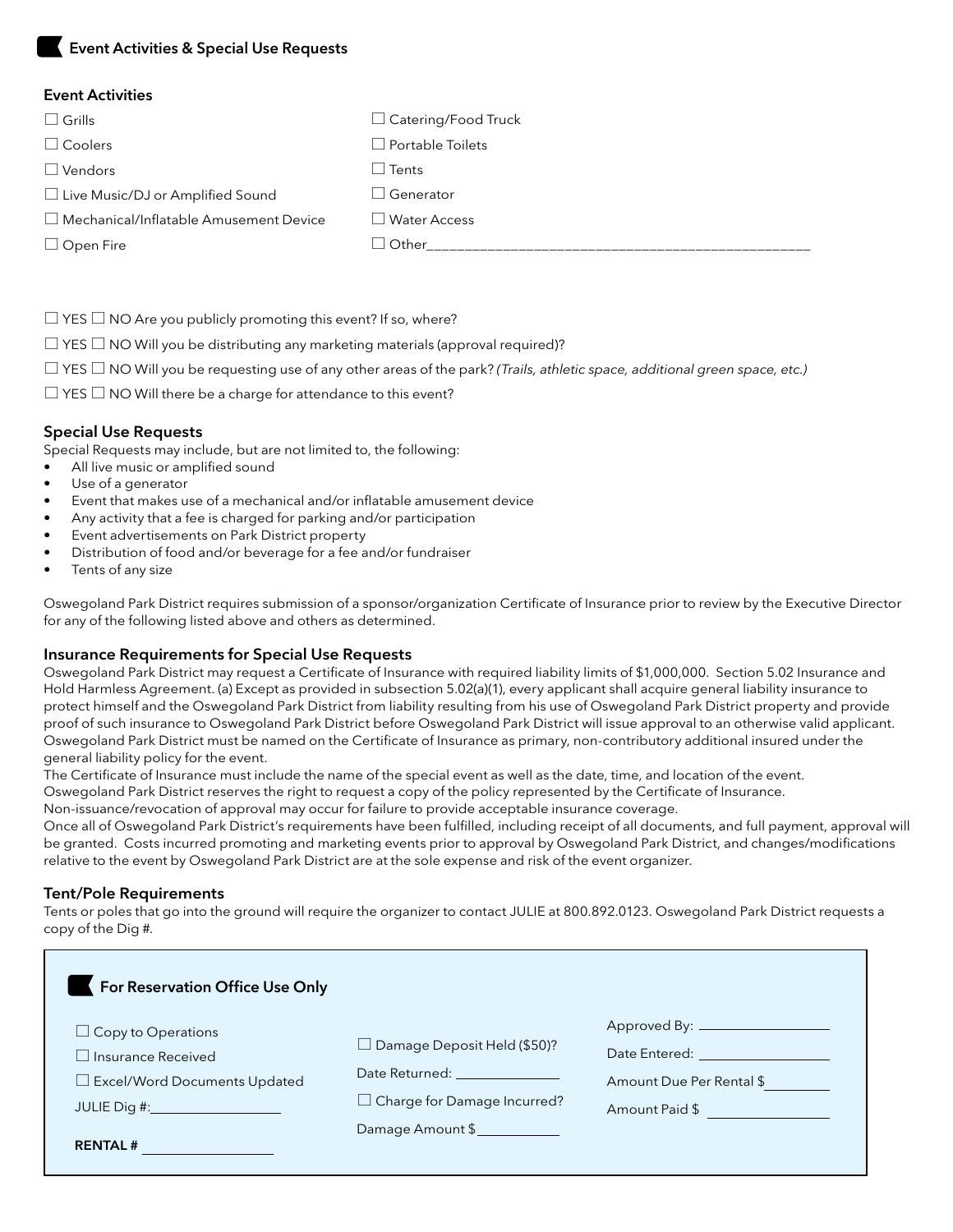## Event Activities & Special Use Requests

### Event Activities

☐ Grills
☐ Coolers
☐ Vendors
☐ Live Music/DJ or Amplified Sound
☐ Mechanical/Inflatable Amusement Device
☐ Open Fire
☐ Catering/Food Truck
☐ Portable Toilets
☐ Tents
☐ Generator
☐ Water Access
☐ Other_____________________________________________________

☐ YES ☐ NO Are you publicly promoting this event? If so, where?

☐ YES ☐ NO Will you be distributing any marketing materials (approval required)?

☐ YES ☐ NO Will you be requesting use of any other areas of the park? *(Trails, athletic space, additional green space, etc.)*

☐ YES ☐ NO Will there be a charge for attendance to this event?

### Special Use Requests

Special Requests may include, but are not limited to, the following:

- All live music or amplified sound
- Use of a generator
- Event that makes use of a mechanical and/or inflatable amusement device
- Any activity that a fee is charged for parking and/or participation
- Event advertisements on Park District property
- Distribution of food and/or beverage for a fee and/or fundraiser
- Tents of any size

Oswegoland Park District requires submission of a sponsor/organization Certificate of Insurance prior to review by the Executive Director for any of the following listed above and others as determined.

### Insurance Requirements for Special Use Requests

Oswegoland Park District may request a Certificate of Insurance with required liability limits of $1,000,000. Section 5.02 Insurance and Hold Harmless Agreement. (a) Except as provided in subsection 5.02(a)(1), every applicant shall acquire general liability insurance to protect himself and the Oswegoland Park District from liability resulting from his use of Oswegoland Park District property and provide proof of such insurance to Oswegoland Park District before Oswegoland Park District will issue approval to an otherwise valid applicant. Oswegoland Park District must be named on the Certificate of Insurance as primary, non-contributory additional insured under the general liability policy for the event.

The Certificate of Insurance must include the name of the special event as well as the date, time, and location of the event.

Oswegoland Park District reserves the right to request a copy of the policy represented by the Certificate of Insurance.

Non-issuance/revocation of approval may occur for failure to provide acceptable insurance coverage.

Once all of Oswegoland Park District's requirements have been fulfilled, including receipt of all documents, and full payment, approval will be granted. Costs incurred promoting and marketing events prior to approval by Oswegoland Park District, and changes/modifications relative to the event by Oswegoland Park District are at the sole expense and risk of the event organizer.

### Tent/Pole Requirements

Tents or poles that go into the ground will require the organizer to contact JULIE at 800.892.0123. Oswegoland Park District requests a copy of the Dig #.

## For Reservation Office Use Only

☐ Copy to Operations
☐ Insurance Received
☐ Excel/Word Documents Updated
JULIE Dig #: ________________
**RENTAL #** ________________

☐ Damage Deposit Held ($50)?
Date Returned: ______________
☐ Charge for Damage Incurred?
Damage Amount $ ___________

Approved By: ________________
Date Entered: ________________
Amount Due Per Rental $ ________
Amount Paid $ ________________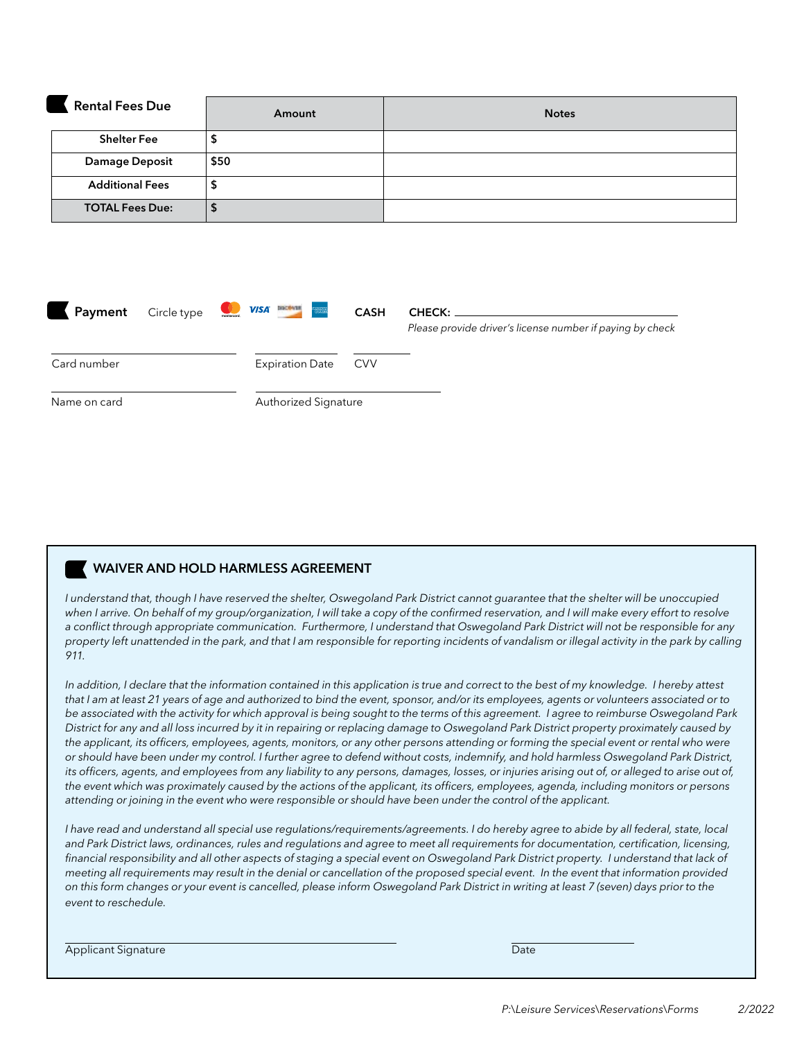## Rental Fees Due

| | Amount | Notes |
|---|---|---|
| **Shelter Fee** | $ | |
| **Damage Deposit** | $50 | |
| **Additional Fees** | $ | |
| **TOTAL Fees Due:** | $ | |

## Payment

Circle type: Mastercard VISA Discover American Express **CASH** **CHECK:** ____________________

*Please provide driver's license number if paying by check*

Card number ____________________ Expiration Date __________ CVV __________

Name on card ____________________ Authorized Signature ____________________

## WAIVER AND HOLD HARMLESS AGREEMENT

*I understand that, though I have reserved the shelter, Oswegoland Park District cannot guarantee that the shelter will be unoccupied when I arrive. On behalf of my group/organization, I will take a copy of the confirmed reservation, and I will make every effort to resolve a conflict through appropriate communication. Furthermore, I understand that Oswegoland Park District will not be responsible for any property left unattended in the park, and that I am responsible for reporting incidents of vandalism or illegal activity in the park by calling 911.*

*In addition, I declare that the information contained in this application is true and correct to the best of my knowledge. I hereby attest that I am at least 21 years of age and authorized to bind the event, sponsor, and/or its employees, agents or volunteers associated or to be associated with the activity for which approval is being sought to the terms of this agreement. I agree to reimburse Oswegoland Park District for any and all loss incurred by it in repairing or replacing damage to Oswegoland Park District property proximately caused by the applicant, its officers, employees, agents, monitors, or any other persons attending or forming the special event or rental who were or should have been under my control. I further agree to defend without costs, indemnify, and hold harmless Oswegoland Park District, its officers, agents, and employees from any liability to any persons, damages, losses, or injuries arising out of, or alleged to arise out of, the event which was proximately caused by the actions of the applicant, its officers, employees, agenda, including monitors or persons attending or joining in the event who were responsible or should have been under the control of the applicant.*

*I have read and understand all special use regulations/requirements/agreements. I do hereby agree to abide by all federal, state, local and Park District laws, ordinances, rules and regulations and agree to meet all requirements for documentation, certification, licensing, financial responsibility and all other aspects of staging a special event on Oswegoland Park District property. I understand that lack of meeting all requirements may result in the denial or cancellation of the proposed special event. In the event that information provided on this form changes or your event is cancelled, please inform Oswegoland Park District in writing at least 7 (seven) days prior to the event to reschedule.*

Applicant Signature ____________________ Date __________

*P:\Leisure Services\Reservations\Forms* *2/2022*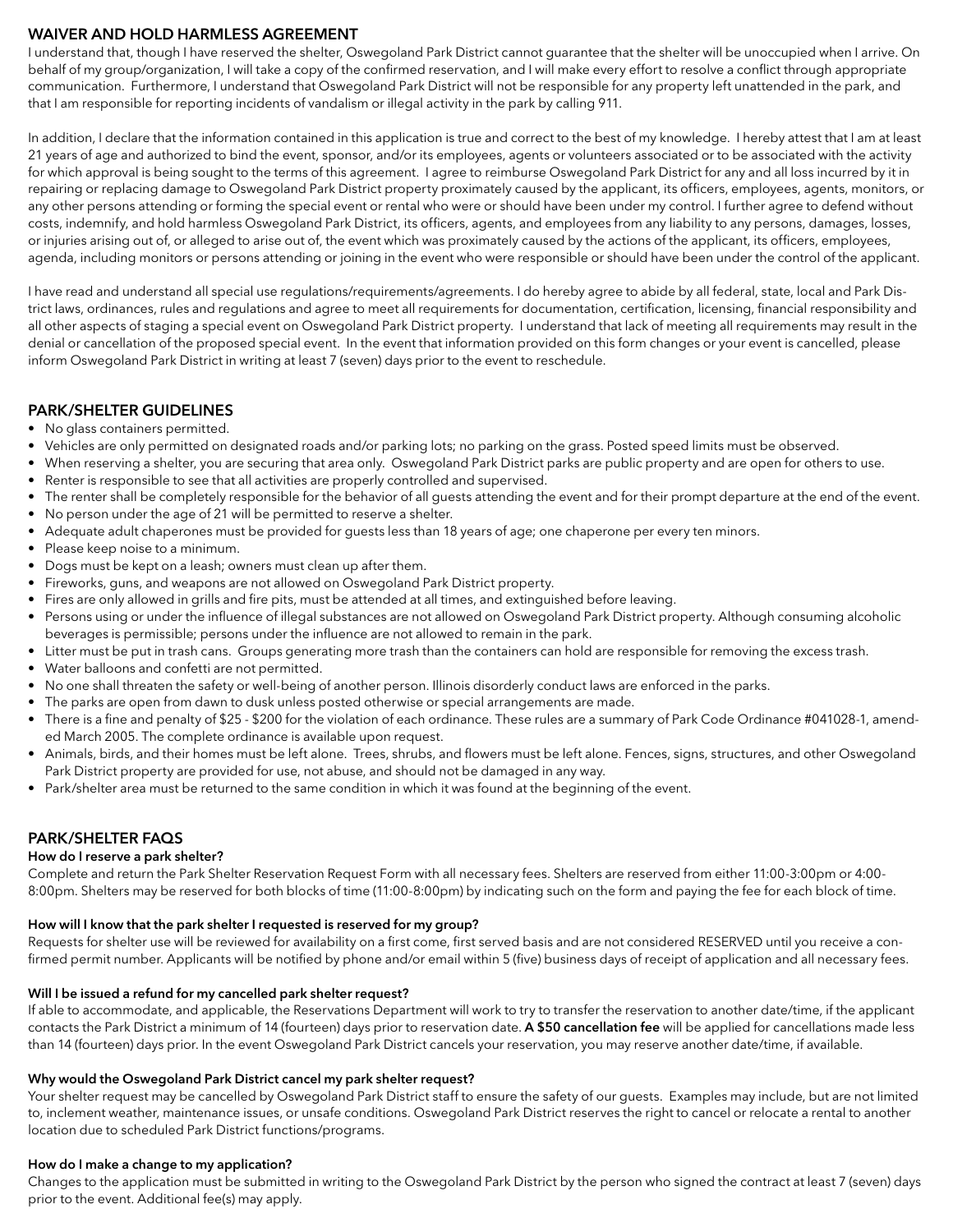## WAIVER AND HOLD HARMLESS AGREEMENT

I understand that, though I have reserved the shelter, Oswegoland Park District cannot guarantee that the shelter will be unoccupied when I arrive. On behalf of my group/organization, I will take a copy of the confirmed reservation, and I will make every effort to resolve a conflict through appropriate communication. Furthermore, I understand that Oswegoland Park District will not be responsible for any property left unattended in the park, and that I am responsible for reporting incidents of vandalism or illegal activity in the park by calling 911.

In addition, I declare that the information contained in this application is true and correct to the best of my knowledge. I hereby attest that I am at least 21 years of age and authorized to bind the event, sponsor, and/or its employees, agents or volunteers associated or to be associated with the activity for which approval is being sought to the terms of this agreement. I agree to reimburse Oswegoland Park District for any and all loss incurred by it in repairing or replacing damage to Oswegoland Park District property proximately caused by the applicant, its officers, employees, agents, monitors, or any other persons attending or forming the special event or rental who were or should have been under my control. I further agree to defend without costs, indemnify, and hold harmless Oswegoland Park District, its officers, agents, and employees from any liability to any persons, damages, losses, or injuries arising out of, or alleged to arise out of, the event which was proximately caused by the actions of the applicant, its officers, employees, agenda, including monitors or persons attending or joining in the event who were responsible or should have been under the control of the applicant.

I have read and understand all special use regulations/requirements/agreements. I do hereby agree to abide by all federal, state, local and Park District laws, ordinances, rules and regulations and agree to meet all requirements for documentation, certification, licensing, financial responsibility and all other aspects of staging a special event on Oswegoland Park District property. I understand that lack of meeting all requirements may result in the denial or cancellation of the proposed special event. In the event that information provided on this form changes or your event is cancelled, please inform Oswegoland Park District in writing at least 7 (seven) days prior to the event to reschedule.

## PARK/SHELTER GUIDELINES

- No glass containers permitted.
- Vehicles are only permitted on designated roads and/or parking lots; no parking on the grass. Posted speed limits must be observed.
- When reserving a shelter, you are securing that area only. Oswegoland Park District parks are public property and are open for others to use.
- Renter is responsible to see that all activities are properly controlled and supervised.
- The renter shall be completely responsible for the behavior of all guests attending the event and for their prompt departure at the end of the event.
- No person under the age of 21 will be permitted to reserve a shelter.
- Adequate adult chaperones must be provided for guests less than 18 years of age; one chaperone per every ten minors.
- Please keep noise to a minimum.
- Dogs must be kept on a leash; owners must clean up after them.
- Fireworks, guns, and weapons are not allowed on Oswegoland Park District property.
- Fires are only allowed in grills and fire pits, must be attended at all times, and extinguished before leaving.
- Persons using or under the influence of illegal substances are not allowed on Oswegoland Park District property. Although consuming alcoholic beverages is permissible; persons under the influence are not allowed to remain in the park.
- Litter must be put in trash cans. Groups generating more trash than the containers can hold are responsible for removing the excess trash.
- Water balloons and confetti are not permitted.
- No one shall threaten the safety or well-being of another person. Illinois disorderly conduct laws are enforced in the parks.
- The parks are open from dawn to dusk unless posted otherwise or special arrangements are made.
- There is a fine and penalty of $25 - $200 for the violation of each ordinance. These rules are a summary of Park Code Ordinance #041028-1, amended March 2005. The complete ordinance is available upon request.
- Animals, birds, and their homes must be left alone. Trees, shrubs, and flowers must be left alone. Fences, signs, structures, and other Oswegoland Park District property are provided for use, not abuse, and should not be damaged in any way.
- Park/shelter area must be returned to the same condition in which it was found at the beginning of the event.

## PARK/SHELTER FAQS

### How do I reserve a park shelter?

Complete and return the Park Shelter Reservation Request Form with all necessary fees. Shelters are reserved from either 11:00-3:00pm or 4:00-8:00pm. Shelters may be reserved for both blocks of time (11:00-8:00pm) by indicating such on the form and paying the fee for each block of time.

### How will I know that the park shelter I requested is reserved for my group?

Requests for shelter use will be reviewed for availability on a first come, first served basis and are not considered RESERVED until you receive a confirmed permit number. Applicants will be notified by phone and/or email within 5 (five) business days of receipt of application and all necessary fees.

### Will I be issued a refund for my cancelled park shelter request?

If able to accommodate, and applicable, the Reservations Department will work to try to transfer the reservation to another date/time, if the applicant contacts the Park District a minimum of 14 (fourteen) days prior to reservation date. **A $50 cancellation fee** will be applied for cancellations made less than 14 (fourteen) days prior. In the event Oswegoland Park District cancels your reservation, you may reserve another date/time, if available.

### Why would the Oswegoland Park District cancel my park shelter request?

Your shelter request may be cancelled by Oswegoland Park District staff to ensure the safety of our guests. Examples may include, but are not limited to, inclement weather, maintenance issues, or unsafe conditions. Oswegoland Park District reserves the right to cancel or relocate a rental to another location due to scheduled Park District functions/programs.

### How do I make a change to my application?

Changes to the application must be submitted in writing to the Oswegoland Park District by the person who signed the contract at least 7 (seven) days prior to the event. Additional fee(s) may apply.